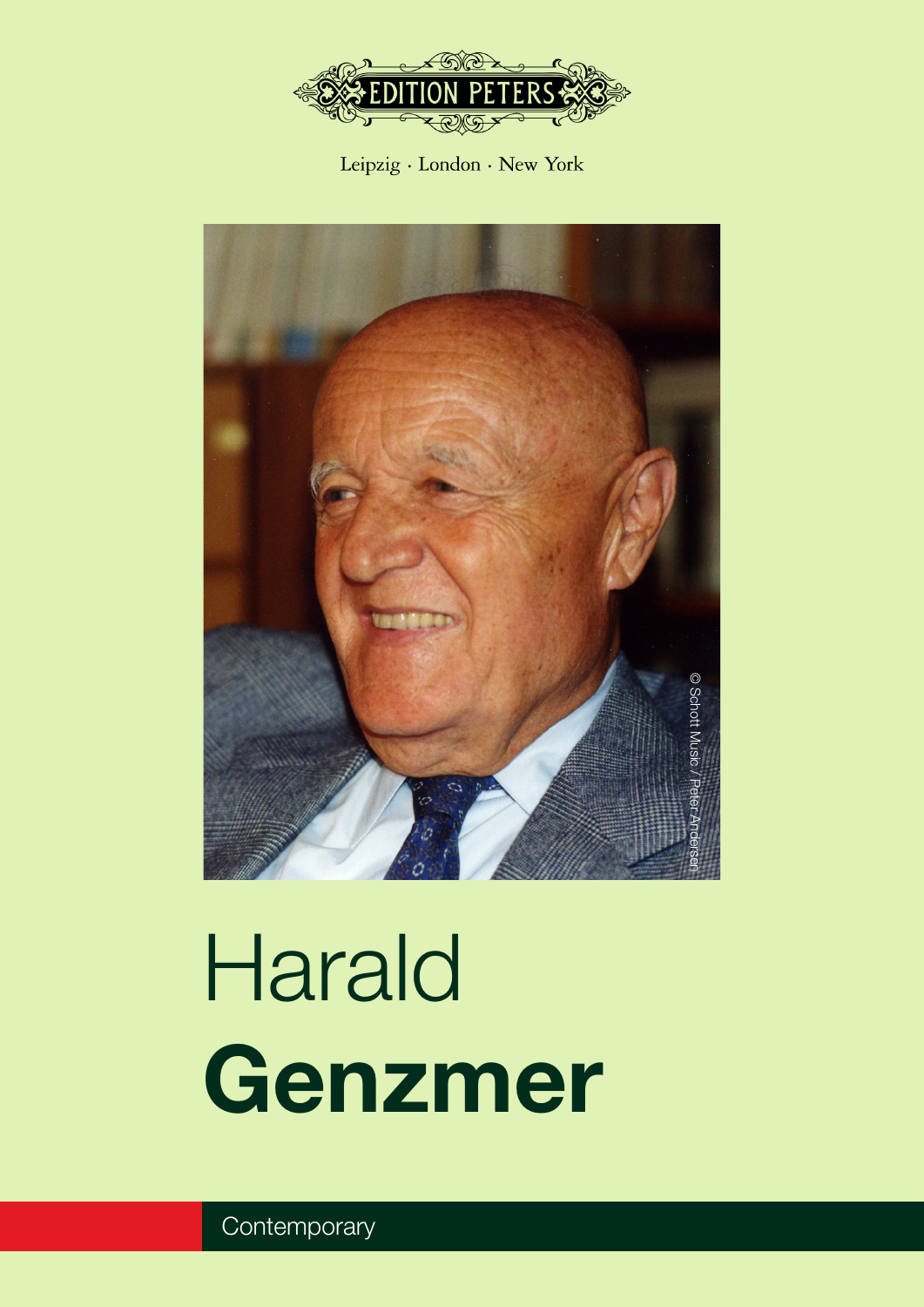EDITION PETERS

Leipzig · London · New York

© Schott Music / Peter Andersen

# Harald **Genzmer**

Contemporary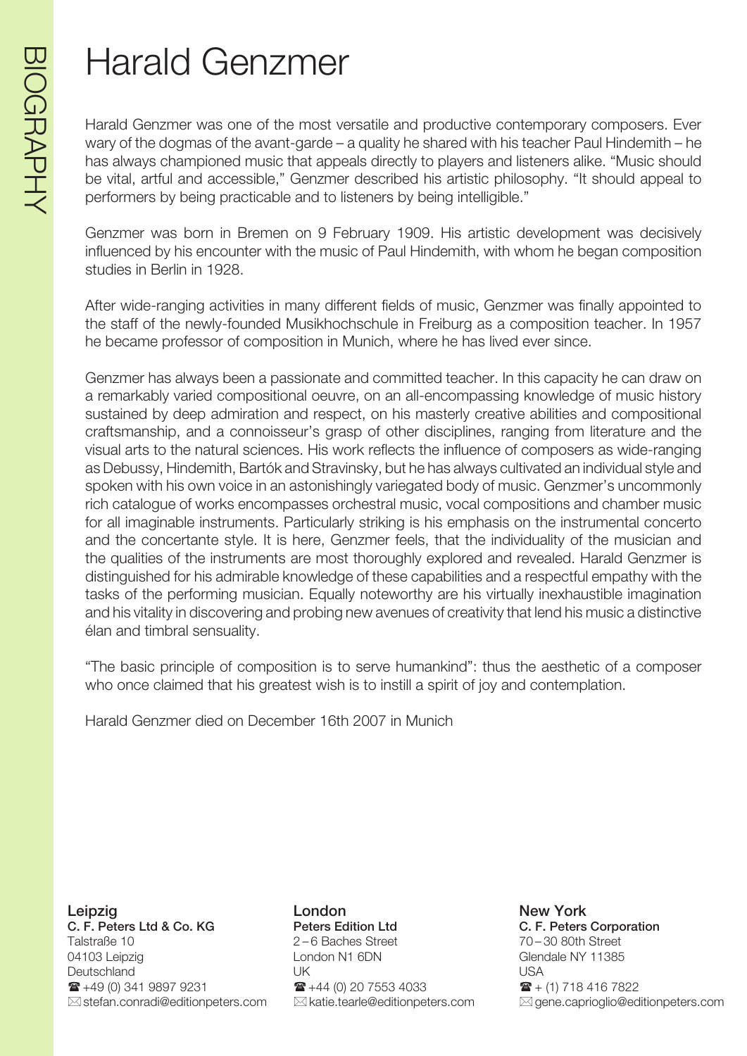# Harald Genzmer

Harald Genzmer was one of the most versatile and productive contemporary composers. Ever wary of the dogmas of the avant-garde – a quality he shared with his teacher Paul Hindemith – he has always championed music that appeals directly to players and listeners alike. "Music should be vital, artful and accessible," Genzmer described his artistic philosophy. "It should appeal to performers by being practicable and to listeners by being intelligible."

Genzmer was born in Bremen on 9 February 1909. His artistic development was decisively influenced by his encounter with the music of Paul Hindemith, with whom he began composition studies in Berlin in 1928.

After wide-ranging activities in many different fields of music, Genzmer was finally appointed to the staff of the newly-founded Musikhochschule in Freiburg as a composition teacher. In 1957 he became professor of composition in Munich, where he has lived ever since.

Genzmer has always been a passionate and committed teacher. In this capacity he can draw on a remarkably varied compositional oeuvre, on an all-encompassing knowledge of music history sustained by deep admiration and respect, on his masterly creative abilities and compositional craftsmanship, and a connoisseur's grasp of other disciplines, ranging from literature and the visual arts to the natural sciences. His work reflects the influence of composers as wide-ranging as Debussy, Hindemith, Bartók and Stravinsky, but he has always cultivated an individual style and spoken with his own voice in an astonishingly variegated body of music. Genzmer's uncommonly rich catalogue of works encompasses orchestral music, vocal compositions and chamber music for all imaginable instruments. Particularly striking is his emphasis on the instrumental concerto and the concertante style. It is here, Genzmer feels, that the individuality of the musician and the qualities of the instruments are most thoroughly explored and revealed. Harald Genzmer is distinguished for his admirable knowledge of these capabilities and a respectful empathy with the tasks of the performing musician. Equally noteworthy are his virtually inexhaustible imagination and his vitality in discovering and probing new avenues of creativity that lend his music a distinctive élan and timbral sensuality.

"The basic principle of composition is to serve humankind": thus the aesthetic of a composer who once claimed that his greatest wish is to instill a spirit of joy and contemplation.

Harald Genzmer died on December 16th 2007 in Munich

**Leipzig**
**C. F. Peters Ltd & Co. KG**
Talstraße 10
04103 Leipzig
Deutschland
☎ +49 (0) 341 9897 9231
✉ stefan.conradi@editionpeters.com

**London**
**Peters Edition Ltd**
2 – 6 Baches Street
London N1 6DN
UK
☎ +44 (0) 20 7553 4033
✉ katie.tearle@editionpeters.com

**New York**
**C. F. Peters Corporation**
70 – 30 80th Street
Glendale NY 11385
USA
☎ + (1) 718 416 7822
✉ gene.caprioglio@editionpeters.com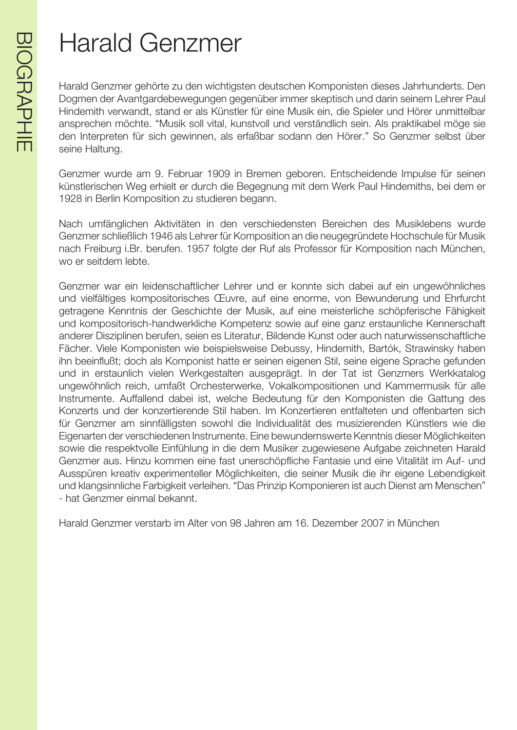# Harald Genzmer

Harald Genzmer gehörte zu den wichtigsten deutschen Komponisten dieses Jahrhunderts. Den Dogmen der Avantgardebewegungen gegenüber immer skeptisch und darin seinem Lehrer Paul Hindemith verwandt, stand er als Künstler für eine Musik ein, die Spieler und Hörer unmittelbar ansprechen möchte. "Musik soll vital, kunstvoll und verständlich sein. Als praktikabel möge sie den Interpreten für sich gewinnen, als erfaßbar sodann den Hörer." So Genzmer selbst über seine Haltung.

Genzmer wurde am 9. Februar 1909 in Bremen geboren. Entscheidende Impulse für seinen künstlerischen Weg erhielt er durch die Begegnung mit dem Werk Paul Hindemiths, bei dem er 1928 in Berlin Komposition zu studieren begann.

Nach umfänglichen Aktivitäten in den verschiedensten Bereichen des Musiklebens wurde Genzmer schließlich 1946 als Lehrer für Komposition an die neugegründete Hochschule für Musik nach Freiburg i.Br. berufen. 1957 folgte der Ruf als Professor für Komposition nach München, wo er seitdem lebte.

Genzmer war ein leidenschaftlicher Lehrer und er konnte sich dabei auf ein ungewöhnliches und vielfältiges kompositorisches Œuvre, auf eine enorme, von Bewunderung und Ehrfurcht getragene Kenntnis der Geschichte der Musik, auf eine meisterliche schöpferische Fähigkeit und kompositorisch-handwerkliche Kompetenz sowie auf eine ganz erstaunliche Kennerschaft anderer Disziplinen berufen, seien es Literatur, Bildende Kunst oder auch naturwissenschaftliche Fächer. Viele Komponisten wie beispielsweise Debussy, Hindemith, Bartók, Strawinsky haben ihn beeinflußt; doch als Komponist hatte er seinen eigenen Stil, seine eigene Sprache gefunden und in erstaunlich vielen Werkgestalten ausgeprägt. In der Tat ist Genzmers Werkkatalog ungewöhnlich reich, umfaßt Orchesterwerke, Vokalkompositionen und Kammermusik für alle Instrumente. Auffallend dabei ist, welche Bedeutung für den Komponisten die Gattung des Konzerts und der konzertierende Stil haben. Im Konzertieren entfalteten und offenbarten sich für Genzmer am sinnfälligsten sowohl die Individualität des musizierenden Künstlers wie die Eigenarten der verschiedenen Instrumente. Eine bewundernswerte Kenntnis dieser Möglichkeiten sowie die respektvolle Einfühlung in die dem Musiker zugewiesene Aufgabe zeichneten Harald Genzmer aus. Hinzu kommen eine fast unerschöpfliche Fantasie und eine Vitalität im Auf- und Ausspüren kreativ experimenteller Möglichkeiten, die seiner Musik die ihr eigene Lebendigkeit und klangsinnliche Farbigkeit verleihen. "Das Prinzip Komponieren ist auch Dienst am Menschen" - hat Genzmer einmal bekannt.

Harald Genzmer verstarb im Alter von 98 Jahren am 16. Dezember 2007 in München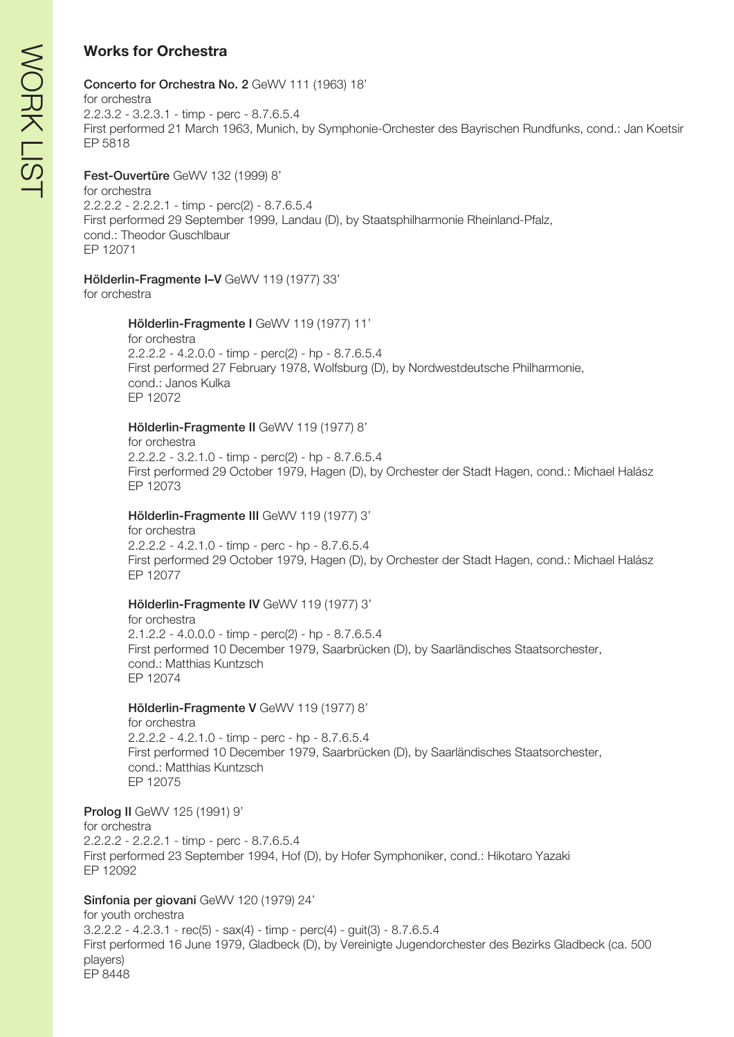## Works for Orchestra

**Concerto for Orchestra No. 2** GeWV 111 (1963) 18'
for orchestra
2.2.3.2 - 3.2.3.1 - timp - perc - 8.7.6.5.4
First performed 21 March 1963, Munich, by Symphonie-Orchester des Bayrischen Rundfunks, cond.: Jan Koetsir
EP 5818

**Fest-Ouvertüre** GeWV 132 (1999) 8'
for orchestra
2.2.2.2 - 2.2.2.1 - timp - perc(2) - 8.7.6.5.4
First performed 29 September 1999, Landau (D), by Staatsphilharmonie Rheinland-Pfalz,
cond.: Theodor Guschlbaur
EP 12071

**Hölderlin-Fragmente I–V** GeWV 119 (1977) 33'
for orchestra

> **Hölderlin-Fragmente I** GeWV 119 (1977) 11'
> for orchestra
> 2.2.2.2 - 4.2.0.0 - timp - perc(2) - hp - 8.7.6.5.4
> First performed 27 February 1978, Wolfsburg (D), by Nordwestdeutsche Philharmonie,
> cond.: Janos Kulka
> EP 12072
>
> **Hölderlin-Fragmente II** GeWV 119 (1977) 8'
> for orchestra
> 2.2.2.2 - 3.2.1.0 - timp - perc(2) - hp - 8.7.6.5.4
> First performed 29 October 1979, Hagen (D), by Orchester der Stadt Hagen, cond.: Michael Halász
> EP 12073
>
> **Hölderlin-Fragmente III** GeWV 119 (1977) 3'
> for orchestra
> 2.2.2.2 - 4.2.1.0 - timp - perc - hp - 8.7.6.5.4
> First performed 29 October 1979, Hagen (D), by Orchester der Stadt Hagen, cond.: Michael Halász
> EP 12077
>
> **Hölderlin-Fragmente IV** GeWV 119 (1977) 3'
> for orchestra
> 2.1.2.2 - 4.0.0.0 - timp - perc(2) - hp - 8.7.6.5.4
> First performed 10 December 1979, Saarbrücken (D), by Saarländisches Staatsorchester,
> cond.: Matthias Kuntzsch
> EP 12074
>
> **Hölderlin-Fragmente V** GeWV 119 (1977) 8'
> for orchestra
> 2.2.2.2 - 4.2.1.0 - timp - perc - hp - 8.7.6.5.4
> First performed 10 December 1979, Saarbrücken (D), by Saarländisches Staatsorchester,
> cond.: Matthias Kuntzsch
> EP 12075

**Prolog II** GeWV 125 (1991) 9'
for orchestra
2.2.2.2 - 2.2.2.1 - timp - perc - 8.7.6.5.4
First performed 23 September 1994, Hof (D), by Hofer Symphoniker, cond.: Hikotaro Yazaki
EP 12092

**Sinfonia per giovani** GeWV 120 (1979) 24'
for youth orchestra
3.2.2.2 - 4.2.3.1 - rec(5) - sax(4) - timp - perc(4) - guit(3) - 8.7.6.5.4
First performed 16 June 1979, Gladbeck (D), by Vereinigte Jugendorchester des Bezirks Gladbeck (ca. 500 players)
EP 8448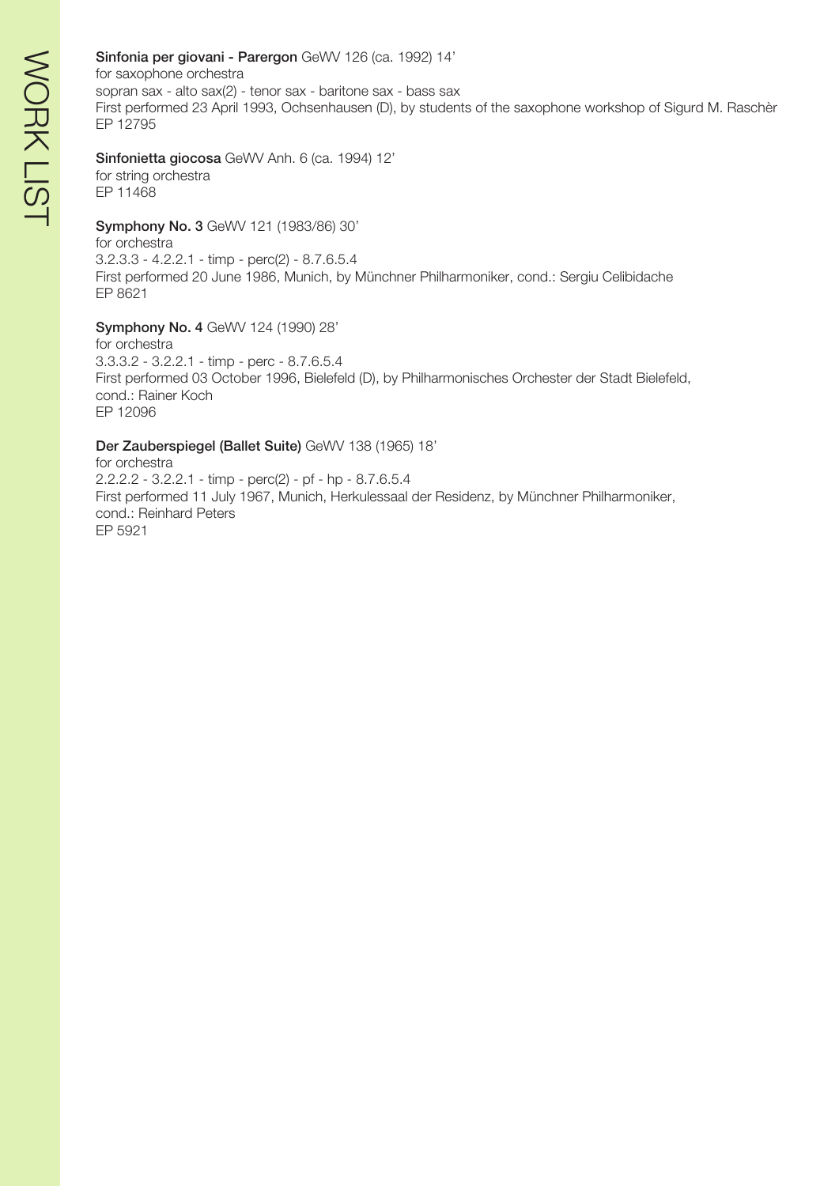**Sinfonia per giovani - Parergon** GeWV 126 (ca. 1992) 14'
for saxophone orchestra
sopran sax - alto sax(2) - tenor sax - baritone sax - bass sax
First performed 23 April 1993, Ochsenhausen (D), by students of the saxophone workshop of Sigurd M. Raschèr
EP 12795

**Sinfonietta giocosa** GeWV Anh. 6 (ca. 1994) 12'
for string orchestra
EP 11468

**Symphony No. 3** GeWV 121 (1983/86) 30'
for orchestra
3.2.3.3 - 4.2.2.1 - timp - perc(2) - 8.7.6.5.4
First performed 20 June 1986, Munich, by Münchner Philharmoniker, cond.: Sergiu Celibidache
EP 8621

**Symphony No. 4** GeWV 124 (1990) 28'
for orchestra
3.3.3.2 - 3.2.2.1 - timp - perc - 8.7.6.5.4
First performed 03 October 1996, Bielefeld (D), by Philharmonisches Orchester der Stadt Bielefeld,
cond.: Rainer Koch
EP 12096

**Der Zauberspiegel (Ballet Suite)** GeWV 138 (1965) 18'
for orchestra
2.2.2.2 - 3.2.2.1 - timp - perc(2) - pf - hp - 8.7.6.5.4
First performed 11 July 1967, Munich, Herkulessaal der Residenz, by Münchner Philharmoniker,
cond.: Reinhard Peters
EP 5921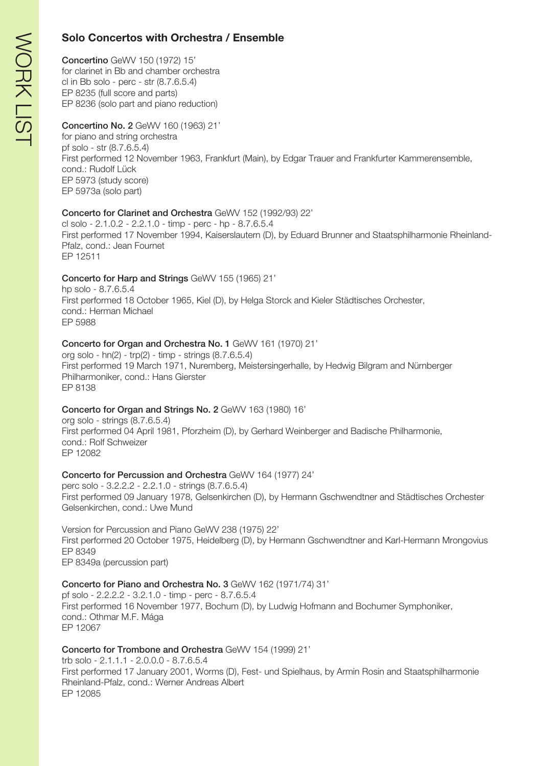## Solo Concertos with Orchestra / Ensemble

**Concertino** GeWV 150 (1972) 15'
for clarinet in Bb and chamber orchestra
cl in Bb solo - perc - str (8.7.6.5.4)
EP 8235 (full score and parts)
EP 8236 (solo part and piano reduction)

**Concertino No. 2** GeWV 160 (1963) 21'
for piano and string orchestra
pf solo - str (8.7.6.5.4)
First performed 12 November 1963, Frankfurt (Main), by Edgar Trauer and Frankfurter Kammerensemble, cond.: Rudolf Lück
EP 5973 (study score)
EP 5973a (solo part)

**Concerto for Clarinet and Orchestra** GeWV 152 (1992/93) 22'
cl solo - 2.1.0.2 - 2.2.1.0 - timp - perc - hp - 8.7.6.5.4
First performed 17 November 1994, Kaiserslautern (D), by Eduard Brunner and Staatsphilharmonie Rheinland-Pfalz, cond.: Jean Fournet
EP 12511

**Concerto for Harp and Strings** GeWV 155 (1965) 21'
hp solo - 8.7.6.5.4
First performed 18 October 1965, Kiel (D), by Helga Storck and Kieler Städtisches Orchester, cond.: Herman Michael
EP 5988

**Concerto for Organ and Orchestra No. 1** GeWV 161 (1970) 21'
org solo - hn(2) - trp(2) - timp - strings (8.7.6.5.4)
First performed 19 March 1971, Nuremberg, Meistersingerhalle, by Hedwig Bilgram and Nürnberger Philharmoniker, cond.: Hans Gierster
EP 8138

**Concerto for Organ and Strings No. 2** GeWV 163 (1980) 16'
org solo - strings (8.7.6.5.4)
First performed 04 April 1981, Pforzheim (D), by Gerhard Weinberger and Badische Philharmonie, cond.: Rolf Schweizer
EP 12082

**Concerto for Percussion and Orchestra** GeWV 164 (1977) 24'
perc solo - 3.2.2.2 - 2.2.1.0 - strings (8.7.6.5.4)
First performed 09 January 1978, Gelsenkirchen (D), by Hermann Gschwendtner and Städtisches Orchester Gelsenkirchen, cond.: Uwe Mund

Version for Percussion and Piano GeWV 238 (1975) 22'
First performed 20 October 1975, Heidelberg (D), by Hermann Gschwendtner and Karl-Hermann Mrongovius
EP 8349
EP 8349a (percussion part)

**Concerto for Piano and Orchestra No. 3** GeWV 162 (1971/74) 31'
pf solo - 2.2.2.2 - 3.2.1.0 - timp - perc - 8.7.6.5.4
First performed 16 November 1977, Bochum (D), by Ludwig Hofmann and Bochumer Symphoniker, cond.: Othmar M.F. Mága
EP 12067

**Concerto for Trombone and Orchestra** GeWV 154 (1999) 21'
trb solo - 2.1.1.1 - 2.0.0.0 - 8.7.6.5.4
First performed 17 January 2001, Worms (D), Fest- und Spielhaus, by Armin Rosin and Staatsphilharmonie Rheinland-Pfalz, cond.: Werner Andreas Albert
EP 12085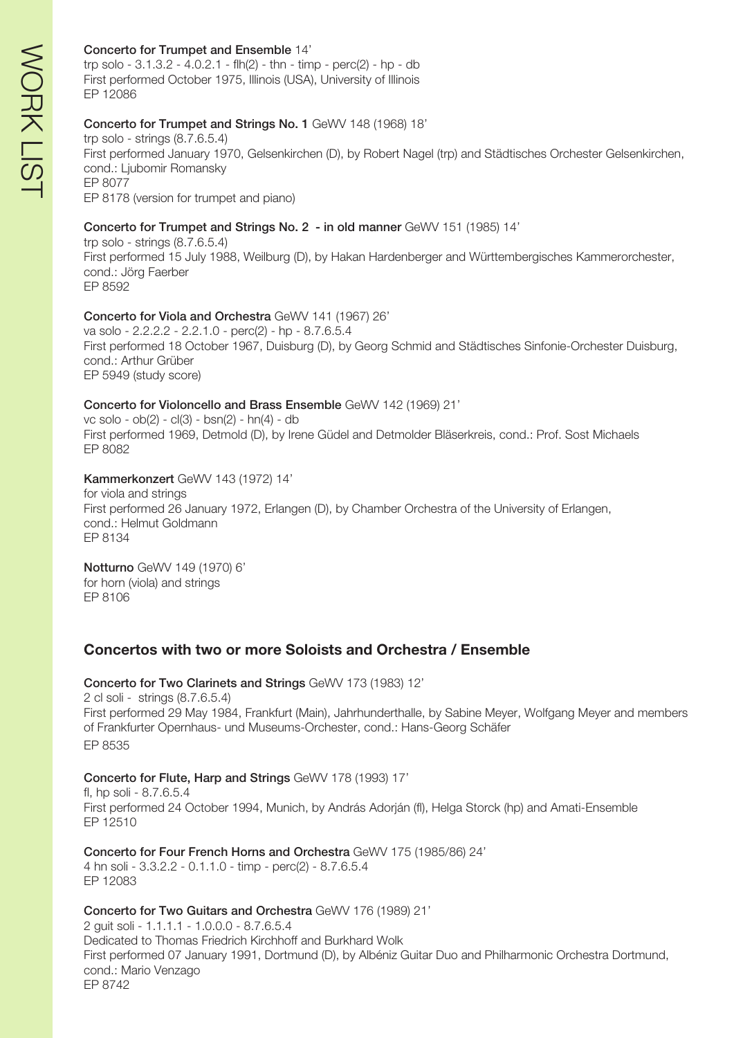**Concerto for Trumpet and Ensemble** 14'
trp solo - 3.1.3.2 - 4.0.2.1 - flh(2) - thn - timp - perc(2) - hp - db
First performed October 1975, Illinois (USA), University of Illinois
EP 12086

**Concerto for Trumpet and Strings No. 1** GeWV 148 (1968) 18'
trp solo - strings (8.7.6.5.4)
First performed January 1970, Gelsenkirchen (D), by Robert Nagel (trp) and Städtisches Orchester Gelsenkirchen, cond.: Ljubomir Romansky
EP 8077
EP 8178 (version for trumpet and piano)

**Concerto for Trumpet and Strings No. 2 - in old manner** GeWV 151 (1985) 14'
trp solo - strings (8.7.6.5.4)
First performed 15 July 1988, Weilburg (D), by Hakan Hardenberger and Württembergisches Kammerorchester, cond.: Jörg Faerber
EP 8592

**Concerto for Viola and Orchestra** GeWV 141 (1967) 26'
va solo - 2.2.2.2 - 2.2.1.0 - perc(2) - hp - 8.7.6.5.4
First performed 18 October 1967, Duisburg (D), by Georg Schmid and Städtisches Sinfonie-Orchester Duisburg, cond.: Arthur Grüber
EP 5949 (study score)

**Concerto for Violoncello and Brass Ensemble** GeWV 142 (1969) 21'
vc solo - ob(2) - cl(3) - bsn(2) - hn(4) - db
First performed 1969, Detmold (D), by Irene Güdel and Detmolder Bläserkreis, cond.: Prof. Sost Michaels
EP 8082

**Kammerkonzert** GeWV 143 (1972) 14'
for viola and strings
First performed 26 January 1972, Erlangen (D), by Chamber Orchestra of the University of Erlangen, cond.: Helmut Goldmann
EP 8134

**Notturno** GeWV 149 (1970) 6'
for horn (viola) and strings
EP 8106

## Concertos with two or more Soloists and Orchestra / Ensemble

**Concerto for Two Clarinets and Strings** GeWV 173 (1983) 12'
2 cl soli - strings (8.7.6.5.4)
First performed 29 May 1984, Frankfurt (Main), Jahrhunderthalle, by Sabine Meyer, Wolfgang Meyer and members of Frankfurter Opernhaus- und Museums-Orchester, cond.: Hans-Georg Schäfer
EP 8535

**Concerto for Flute, Harp and Strings** GeWV 178 (1993) 17'
fl, hp soli - 8.7.6.5.4
First performed 24 October 1994, Munich, by András Adorján (fl), Helga Storck (hp) and Amati-Ensemble
EP 12510

**Concerto for Four French Horns and Orchestra** GeWV 175 (1985/86) 24'
4 hn soli - 3.3.2.2 - 0.1.1.0 - timp - perc(2) - 8.7.6.5.4
EP 12083

**Concerto for Two Guitars and Orchestra** GeWV 176 (1989) 21'
2 guit soli - 1.1.1.1 - 1.0.0.0 - 8.7.6.5.4
Dedicated to Thomas Friedrich Kirchhoff and Burkhard Wolk
First performed 07 January 1991, Dortmund (D), by Albéniz Guitar Duo and Philharmonic Orchestra Dortmund, cond.: Mario Venzago
EP 8742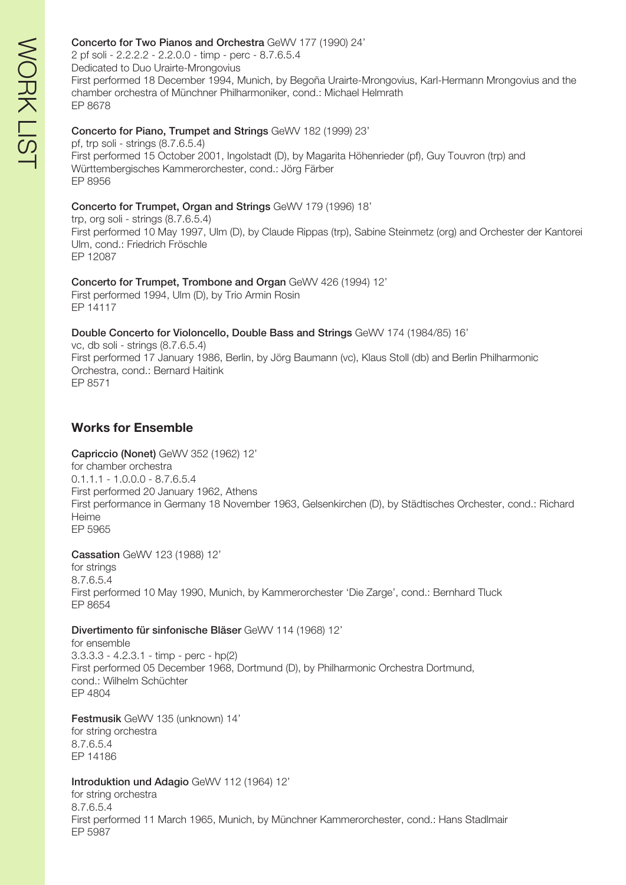**Concerto for Two Pianos and Orchestra** GeWV 177 (1990) 24'
2 pf soli - 2.2.2.2 - 2.2.0.0 - timp - perc - 8.7.6.5.4
Dedicated to Duo Urairte-Mrongovius
First performed 18 December 1994, Munich, by Begoña Urairte-Mrongovius, Karl-Hermann Mrongovius and the chamber orchestra of Münchner Philharmoniker, cond.: Michael Helmrath
EP 8678

**Concerto for Piano, Trumpet and Strings** GeWV 182 (1999) 23'
pf, trp soli - strings (8.7.6.5.4)
First performed 15 October 2001, Ingolstadt (D), by Magarita Höhenrieder (pf), Guy Touvron (trp) and Württembergisches Kammerorchester, cond.: Jörg Färber
EP 8956

**Concerto for Trumpet, Organ and Strings** GeWV 179 (1996) 18'
trp, org soli - strings (8.7.6.5.4)
First performed 10 May 1997, Ulm (D), by Claude Rippas (trp), Sabine Steinmetz (org) and Orchester der Kantorei Ulm, cond.: Friedrich Fröschle
EP 12087

**Concerto for Trumpet, Trombone and Organ** GeWV 426 (1994) 12'
First performed 1994, Ulm (D), by Trio Armin Rosin
EP 14117

**Double Concerto for Violoncello, Double Bass and Strings** GeWV 174 (1984/85) 16'
vc, db soli - strings (8.7.6.5.4)
First performed 17 January 1986, Berlin, by Jörg Baumann (vc), Klaus Stoll (db) and Berlin Philharmonic Orchestra, cond.: Bernard Haitink
EP 8571

## Works for Ensemble

**Capriccio (Nonet)** GeWV 352 (1962) 12'
for chamber orchestra
0.1.1.1 - 1.0.0.0 - 8.7.6.5.4
First performed 20 January 1962, Athens
First performance in Germany 18 November 1963, Gelsenkirchen (D), by Städtisches Orchester, cond.: Richard Heime
EP 5965

**Cassation** GeWV 123 (1988) 12'
for strings
8.7.6.5.4
First performed 10 May 1990, Munich, by Kammerorchester 'Die Zarge', cond.: Bernhard Tluck
EP 8654

**Divertimento für sinfonische Bläser** GeWV 114 (1968) 12'
for ensemble
3.3.3.3 - 4.2.3.1 - timp - perc - hp(2)
First performed 05 December 1968, Dortmund (D), by Philharmonic Orchestra Dortmund, cond.: Wilhelm Schüchter
EP 4804

**Festmusik** GeWV 135 (unknown) 14'
for string orchestra
8.7.6.5.4
EP 14186

**Introduktion und Adagio** GeWV 112 (1964) 12'
for string orchestra
8.7.6.5.4
First performed 11 March 1965, Munich, by Münchner Kammerorchester, cond.: Hans Stadlmair
EP 5987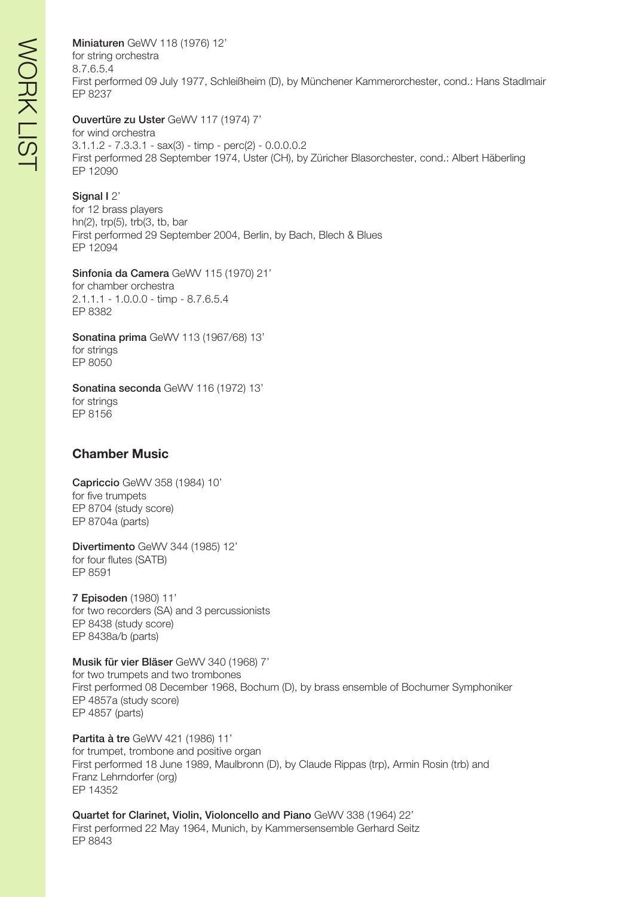**Miniaturen** GeWV 118 (1976) 12'
for string orchestra
8.7.6.5.4
First performed 09 July 1977, Schleißheim (D), by Münchener Kammerorchester, cond.: Hans Stadlmair
EP 8237

**Ouvertüre zu Uster** GeWV 117 (1974) 7'
for wind orchestra
3.1.1.2 - 7.3.3.1 - sax(3) - timp - perc(2) - 0.0.0.0.2
First performed 28 September 1974, Uster (CH), by Züricher Blasorchester, cond.: Albert Häberling
EP 12090

**Signal I** 2'
for 12 brass players
hn(2), trp(5), trb(3, tb, bar
First performed 29 September 2004, Berlin, by Bach, Blech & Blues
EP 12094

**Sinfonia da Camera** GeWV 115 (1970) 21'
for chamber orchestra
2.1.1.1 - 1.0.0.0 - timp - 8.7.6.5.4
EP 8382

**Sonatina prima** GeWV 113 (1967/68) 13'
for strings
EP 8050

**Sonatina seconda** GeWV 116 (1972) 13'
for strings
EP 8156

## Chamber Music

**Capriccio** GeWV 358 (1984) 10'
for five trumpets
EP 8704 (study score)
EP 8704a (parts)

**Divertimento** GeWV 344 (1985) 12'
for four flutes (SATB)
EP 8591

**7 Episoden** (1980) 11'
for two recorders (SA) and 3 percussionists
EP 8438 (study score)
EP 8438a/b (parts)

**Musik für vier Bläser** GeWV 340 (1968) 7'
for two trumpets and two trombones
First performed 08 December 1968, Bochum (D), by brass ensemble of Bochumer Symphoniker
EP 4857a (study score)
EP 4857 (parts)

**Partita à tre** GeWV 421 (1986) 11'
for trumpet, trombone and positive organ
First performed 18 June 1989, Maulbronn (D), by Claude Rippas (trp), Armin Rosin (trb) and Franz Lehrndorfer (org)
EP 14352

**Quartet for Clarinet, Violin, Violoncello and Piano** GeWV 338 (1964) 22'
First performed 22 May 1964, Munich, by Kammersensemble Gerhard Seitz
EP 8843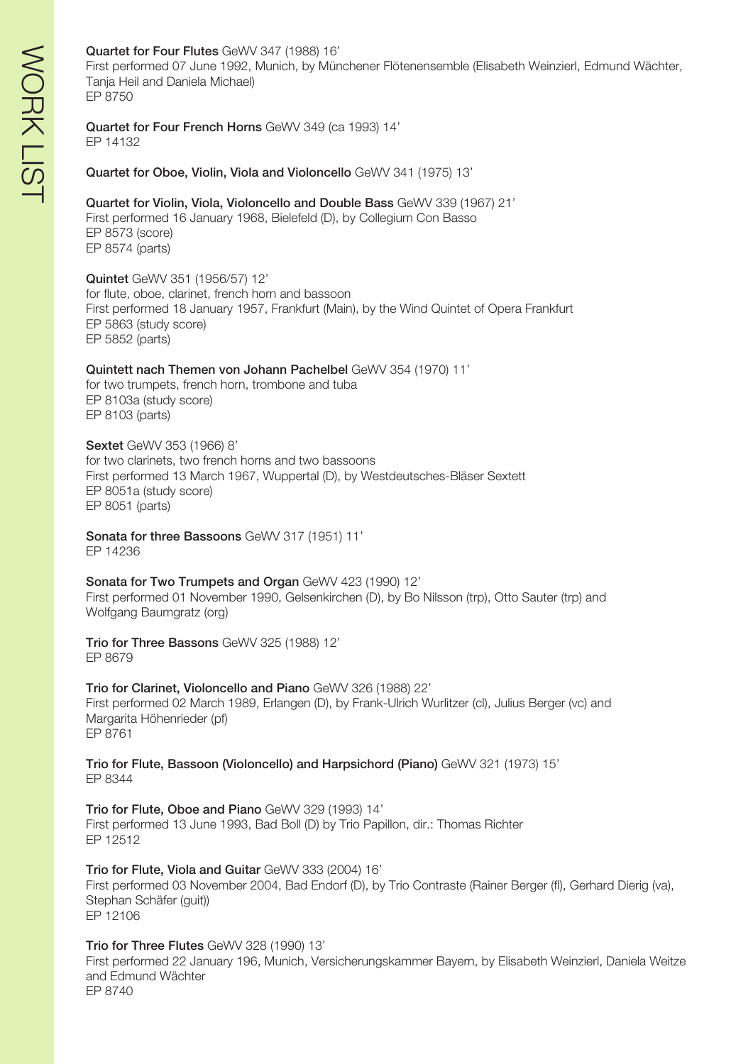**Quartet for Four Flutes** GeWV 347 (1988) 16'
First performed 07 June 1992, Munich, by Münchener Flötenensemble (Elisabeth Weinzierl, Edmund Wächter, Tanja Heil and Daniela Michael)
EP 8750

**Quartet for Four French Horns** GeWV 349 (ca 1993) 14'
EP 14132

**Quartet for Oboe, Violin, Viola and Violoncello** GeWV 341 (1975) 13'

**Quartet for Violin, Viola, Violoncello and Double Bass** GeWV 339 (1967) 21'
First performed 16 January 1968, Bielefeld (D), by Collegium Con Basso
EP 8573 (score)
EP 8574 (parts)

**Quintet** GeWV 351 (1956/57) 12'
for flute, oboe, clarinet, french horn and bassoon
First performed 18 January 1957, Frankfurt (Main), by the Wind Quintet of Opera Frankfurt
EP 5863 (study score)
EP 5852 (parts)

**Quintett nach Themen von Johann Pachelbel** GeWV 354 (1970) 11'
for two trumpets, french horn, trombone and tuba
EP 8103a (study score)
EP 8103 (parts)

**Sextet** GeWV 353 (1966) 8'
for two clarinets, two french horns and two bassoons
First performed 13 March 1967, Wuppertal (D), by Westdeutsches-Bläser Sextett
EP 8051a (study score)
EP 8051 (parts)

**Sonata for three Bassoons** GeWV 317 (1951) 11'
EP 14236

**Sonata for Two Trumpets and Organ** GeWV 423 (1990) 12'
First performed 01 November 1990, Gelsenkirchen (D), by Bo Nilsson (trp), Otto Sauter (trp) and Wolfgang Baumgratz (org)

**Trio for Three Bassons** GeWV 325 (1988) 12'
EP 8679

**Trio for Clarinet, Violoncello and Piano** GeWV 326 (1988) 22'
First performed 02 March 1989, Erlangen (D), by Frank-Ulrich Wurlitzer (cl), Julius Berger (vc) and Margarita Höhenrieder (pf)
EP 8761

**Trio for Flute, Bassoon (Violoncello) and Harpsichord (Piano)** GeWV 321 (1973) 15'
EP 8344

**Trio for Flute, Oboe and Piano** GeWV 329 (1993) 14'
First performed 13 June 1993, Bad Boll (D) by Trio Papillon, dir.: Thomas Richter
EP 12512

**Trio for Flute, Viola and Guitar** GeWV 333 (2004) 16'
First performed 03 November 2004, Bad Endorf (D), by Trio Contraste (Rainer Berger (fl), Gerhard Dierig (va), Stephan Schäfer (guit))
EP 12106

**Trio for Three Flutes** GeWV 328 (1990) 13'
First performed 22 January 196, Munich, Versicherungskammer Bayern, by Elisabeth Weinzierl, Daniela Weitze and Edmund Wächter
EP 8740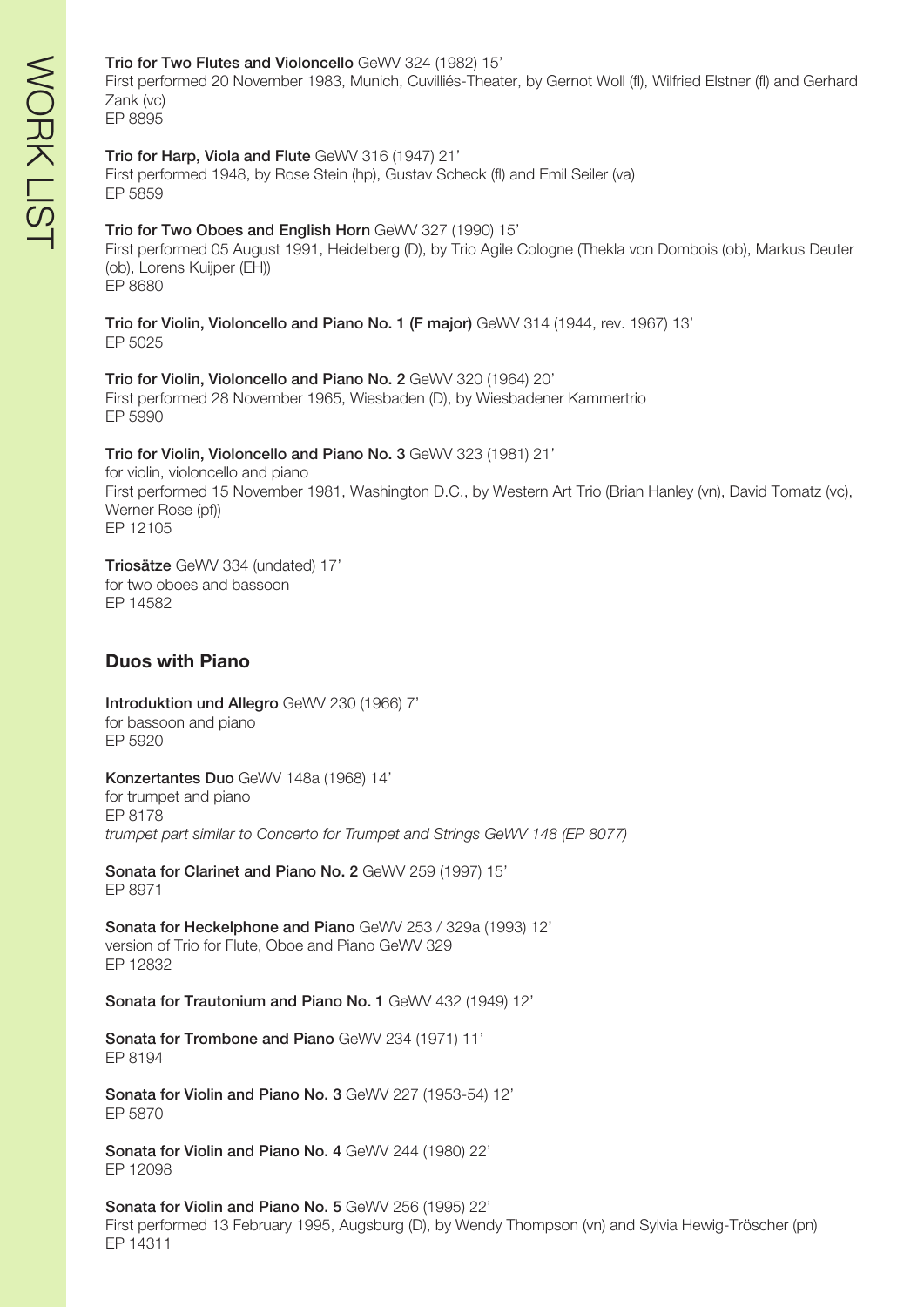**Trio for Two Flutes and Violoncello** GeWV 324 (1982) 15'
First performed 20 November 1983, Munich, Cuvilliés-Theater, by Gernot Woll (fl), Wilfried Elstner (fl) and Gerhard Zank (vc)
EP 8895

**Trio for Harp, Viola and Flute** GeWV 316 (1947) 21'
First performed 1948, by Rose Stein (hp), Gustav Scheck (fl) and Emil Seiler (va)
EP 5859

**Trio for Two Oboes and English Horn** GeWV 327 (1990) 15'
First performed 05 August 1991, Heidelberg (D), by Trio Agile Cologne (Thekla von Dombois (ob), Markus Deuter (ob), Lorens Kuijper (EH))
EP 8680

**Trio for Violin, Violoncello and Piano No. 1 (F major)** GeWV 314 (1944, rev. 1967) 13'
EP 5025

**Trio for Violin, Violoncello and Piano No. 2** GeWV 320 (1964) 20'
First performed 28 November 1965, Wiesbaden (D), by Wiesbadener Kammertrio
EP 5990

**Trio for Violin, Violoncello and Piano No. 3** GeWV 323 (1981) 21'
for violin, violoncello and piano
First performed 15 November 1981, Washington D.C., by Western Art Trio (Brian Hanley (vn), David Tomatz (vc), Werner Rose (pf))
EP 12105

**Triosätze** GeWV 334 (undated) 17'
for two oboes and bassoon
EP 14582

## Duos with Piano

**Introduktion und Allegro** GeWV 230 (1966) 7'
for bassoon and piano
EP 5920

**Konzertantes Duo** GeWV 148a (1968) 14'
for trumpet and piano
EP 8178
*trumpet part similar to Concerto for Trumpet and Strings GeWV 148 (EP 8077)*

**Sonata for Clarinet and Piano No. 2** GeWV 259 (1997) 15'
EP 8971

**Sonata for Heckelphone and Piano** GeWV 253 / 329a (1993) 12'
version of Trio for Flute, Oboe and Piano GeWV 329
EP 12832

**Sonata for Trautonium and Piano No. 1** GeWV 432 (1949) 12'

**Sonata for Trombone and Piano** GeWV 234 (1971) 11'
EP 8194

**Sonata for Violin and Piano No. 3** GeWV 227 (1953-54) 12'
EP 5870

**Sonata for Violin and Piano No. 4** GeWV 244 (1980) 22'
EP 12098

**Sonata for Violin and Piano No. 5** GeWV 256 (1995) 22'
First performed 13 February 1995, Augsburg (D), by Wendy Thompson (vn) and Sylvia Hewig-Tröscher (pn)
EP 14311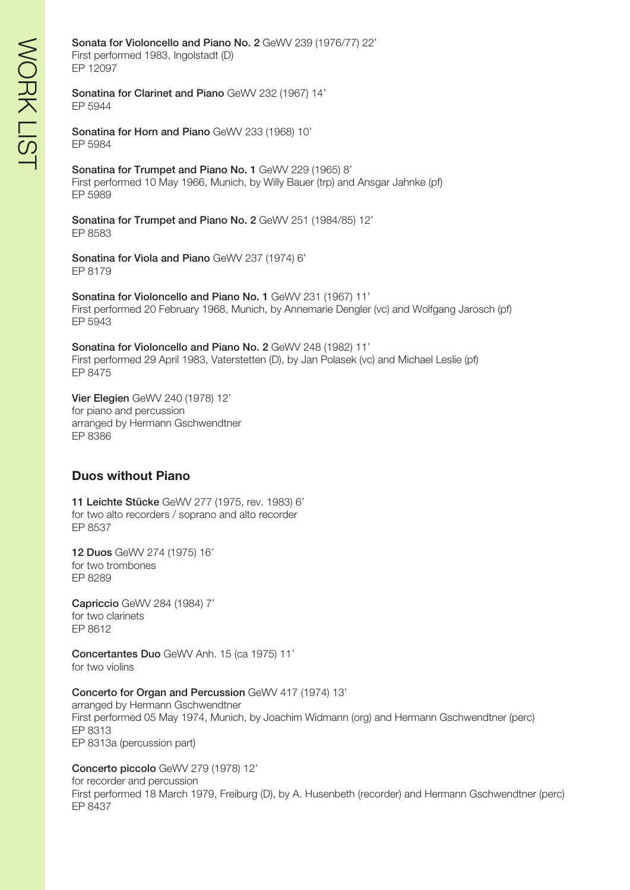**Sonata for Violoncello and Piano No. 2** GeWV 239 (1976/77) 22'
First performed 1983, Ingolstadt (D)
EP 12097

**Sonatina for Clarinet and Piano** GeWV 232 (1967) 14'
EP 5944

**Sonatina for Horn and Piano** GeWV 233 (1968) 10'
EP 5984

**Sonatina for Trumpet and Piano No. 1** GeWV 229 (1965) 8'
First performed 10 May 1966, Munich, by Willy Bauer (trp) and Ansgar Jahnke (pf)
EP 5989

**Sonatina for Trumpet and Piano No. 2** GeWV 251 (1984/85) 12'
EP 8583

**Sonatina for Viola and Piano** GeWV 237 (1974) 6'
EP 8179

**Sonatina for Violoncello and Piano No. 1** GeWV 231 (1967) 11'
First performed 20 February 1968, Munich, by Annemarie Dengler (vc) and Wolfgang Jarosch (pf)
EP 5943

**Sonatina for Violoncello and Piano No. 2** GeWV 248 (1982) 11'
First performed 29 April 1983, Vaterstetten (D), by Jan Polasek (vc) and Michael Leslie (pf)
EP 8475

**Vier Elegien** GeWV 240 (1978) 12'
for piano and percussion
arranged by Hermann Gschwendtner
EP 8386

## Duos without Piano

**11 Leichte Stücke** GeWV 277 (1975, rev. 1983) 6'
for two alto recorders / soprano and alto recorder
EP 8537

**12 Duos** GeWV 274 (1975) 16'
for two trombones
EP 8289

**Capriccio** GeWV 284 (1984) 7'
for two clarinets
EP 8612

**Concertantes Duo** GeWV Anh. 15 (ca 1975) 11'
for two violins

**Concerto for Organ and Percussion** GeWV 417 (1974) 13'
arranged by Hermann Gschwendtner
First performed 05 May 1974, Munich, by Joachim Widmann (org) and Hermann Gschwendtner (perc)
EP 8313
EP 8313a (percussion part)

**Concerto piccolo** GeWV 279 (1978) 12'
for recorder and percussion
First performed 18 March 1979, Freiburg (D), by A. Husenbeth (recorder) and Hermann Gschwendtner (perc)
EP 8437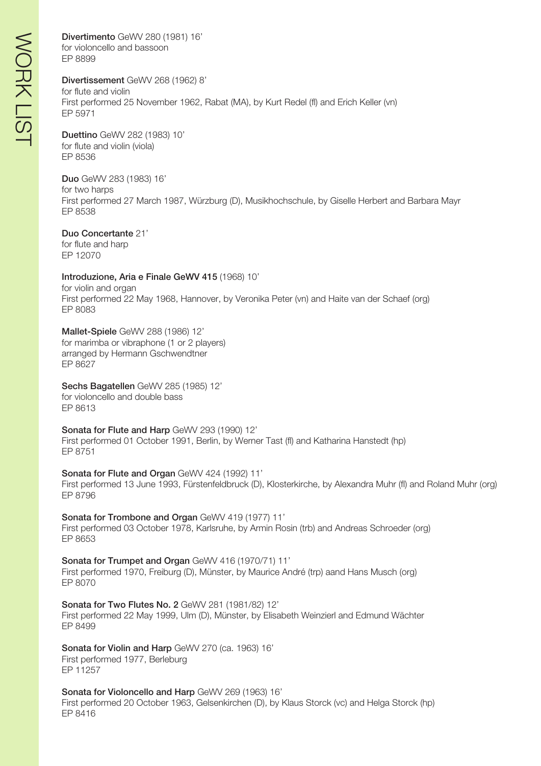**Divertimento** GeWV 280 (1981) 16'
for violoncello and bassoon
EP 8899

**Divertissement** GeWV 268 (1962) 8'
for flute and violin
First performed 25 November 1962, Rabat (MA), by Kurt Redel (fl) and Erich Keller (vn)
EP 5971

**Duettino** GeWV 282 (1983) 10'
for flute and violin (viola)
EP 8536

**Duo** GeWV 283 (1983) 16'
for two harps
First performed 27 March 1987, Würzburg (D), Musikhochschule, by Giselle Herbert and Barbara Mayr
EP 8538

**Duo Concertante** 21'
for flute and harp
EP 12070

**Introduzione, Aria e Finale GeWV 415** (1968) 10'
for violin and organ
First performed 22 May 1968, Hannover, by Veronika Peter (vn) and Haite van der Schaef (org)
EP 8083

**Mallet-Spiele** GeWV 288 (1986) 12'
for marimba or vibraphone (1 or 2 players)
arranged by Hermann Gschwendtner
EP 8627

**Sechs Bagatellen** GeWV 285 (1985) 12'
for violoncello and double bass
EP 8613

**Sonata for Flute and Harp** GeWV 293 (1990) 12'
First performed 01 October 1991, Berlin, by Werner Tast (fl) and Katharina Hanstedt (hp)
EP 8751

**Sonata for Flute and Organ** GeWV 424 (1992) 11'
First performed 13 June 1993, Fürstenfeldbruck (D), Klosterkirche, by Alexandra Muhr (fl) and Roland Muhr (org)
EP 8796

**Sonata for Trombone and Organ** GeWV 419 (1977) 11'
First performed 03 October 1978, Karlsruhe, by Armin Rosin (trb) and Andreas Schroeder (org)
EP 8653

**Sonata for Trumpet and Organ** GeWV 416 (1970/71) 11'
First performed 1970, Freiburg (D), Münster, by Maurice André (trp) aand Hans Musch (org)
EP 8070

**Sonata for Two Flutes No. 2** GeWV 281 (1981/82) 12'
First performed 22 May 1999, Ulm (D), Münster, by Elisabeth Weinzierl and Edmund Wächter
EP 8499

**Sonata for Violin and Harp** GeWV 270 (ca. 1963) 16'
First performed 1977, Berleburg
EP 11257

**Sonata for Violoncello and Harp** GeWV 269 (1963) 16'
First performed 20 October 1963, Gelsenkirchen (D), by Klaus Storck (vc) and Helga Storck (hp)
EP 8416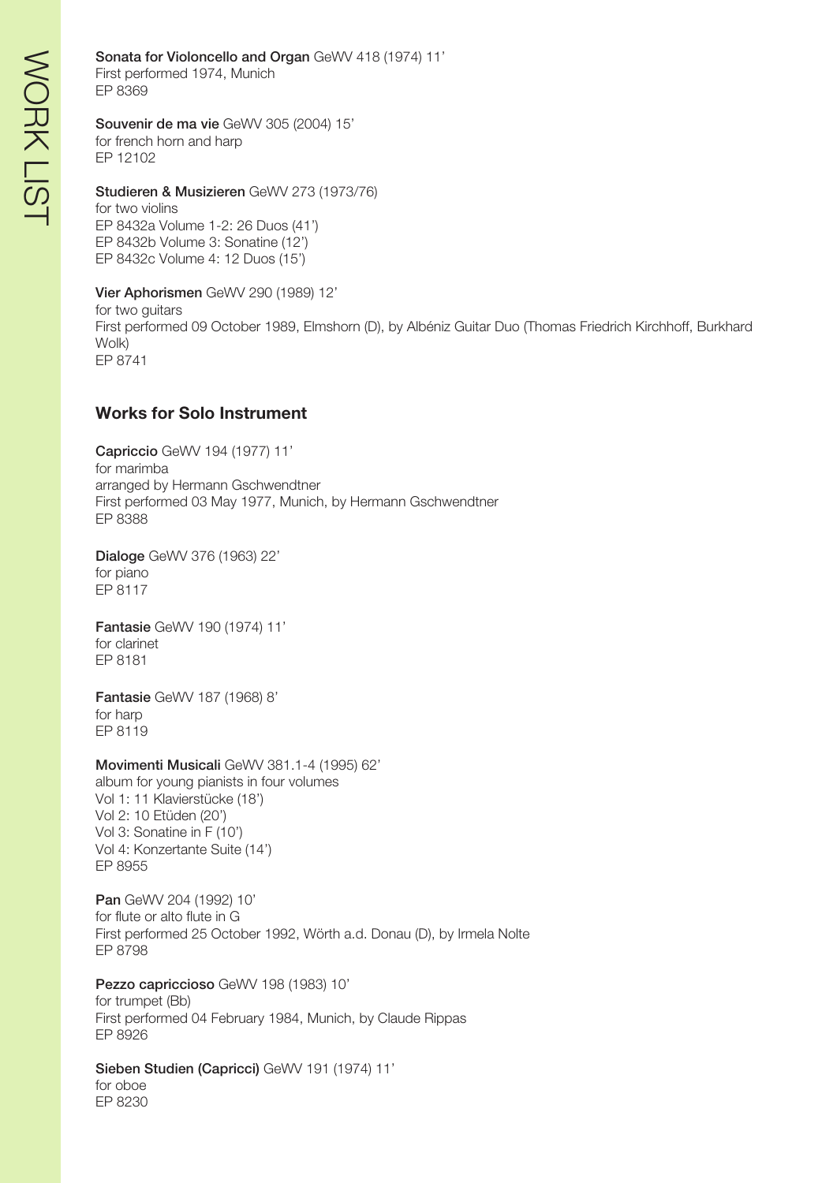**Sonata for Violoncello and Organ** GeWV 418 (1974) 11'
First performed 1974, Munich
EP 8369

**Souvenir de ma vie** GeWV 305 (2004) 15'
for french horn and harp
EP 12102

**Studieren & Musizieren** GeWV 273 (1973/76)
for two violins
EP 8432a Volume 1-2: 26 Duos (41')
EP 8432b Volume 3: Sonatine (12')
EP 8432c Volume 4: 12 Duos (15')

**Vier Aphorismen** GeWV 290 (1989) 12'
for two guitars
First performed 09 October 1989, Elmshorn (D), by Albéniz Guitar Duo (Thomas Friedrich Kirchhoff, Burkhard Wolk)
EP 8741

## Works for Solo Instrument

**Capriccio** GeWV 194 (1977) 11'
for marimba
arranged by Hermann Gschwendtner
First performed 03 May 1977, Munich, by Hermann Gschwendtner
EP 8388

**Dialoge** GeWV 376 (1963) 22'
for piano
EP 8117

**Fantasie** GeWV 190 (1974) 11'
for clarinet
EP 8181

**Fantasie** GeWV 187 (1968) 8'
for harp
EP 8119

**Movimenti Musicali** GeWV 381.1-4 (1995) 62'
album for young pianists in four volumes
Vol 1: 11 Klavierstücke (18')
Vol 2: 10 Etüden (20')
Vol 3: Sonatine in F (10')
Vol 4: Konzertante Suite (14')
EP 8955

**Pan** GeWV 204 (1992) 10'
for flute or alto flute in G
First performed 25 October 1992, Wörth a.d. Donau (D), by Irmela Nolte
EP 8798

**Pezzo capriccioso** GeWV 198 (1983) 10'
for trumpet (Bb)
First performed 04 February 1984, Munich, by Claude Rippas
EP 8926

**Sieben Studien (Capricci)** GeWV 191 (1974) 11'
for oboe
EP 8230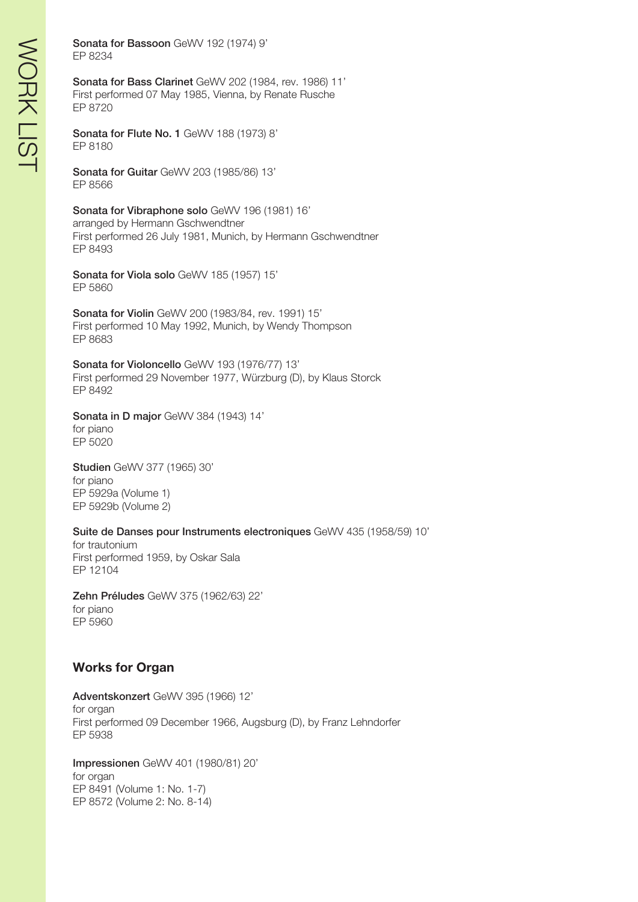**Sonata for Bassoon** GeWV 192 (1974) 9'
EP 8234

**Sonata for Bass Clarinet** GeWV 202 (1984, rev. 1986) 11'
First performed 07 May 1985, Vienna, by Renate Rusche
EP 8720

**Sonata for Flute No. 1** GeWV 188 (1973) 8'
EP 8180

**Sonata for Guitar** GeWV 203 (1985/86) 13'
EP 8566

**Sonata for Vibraphone solo** GeWV 196 (1981) 16'
arranged by Hermann Gschwendtner
First performed 26 July 1981, Munich, by Hermann Gschwendtner
EP 8493

**Sonata for Viola solo** GeWV 185 (1957) 15'
EP 5860

**Sonata for Violin** GeWV 200 (1983/84, rev. 1991) 15'
First performed 10 May 1992, Munich, by Wendy Thompson
EP 8683

**Sonata for Violoncello** GeWV 193 (1976/77) 13'
First performed 29 November 1977, Würzburg (D), by Klaus Storck
EP 8492

**Sonata in D major** GeWV 384 (1943) 14'
for piano
EP 5020

**Studien** GeWV 377 (1965) 30'
for piano
EP 5929a (Volume 1)
EP 5929b (Volume 2)

**Suite de Danses pour Instruments electroniques** GeWV 435 (1958/59) 10'
for trautonium
First performed 1959, by Oskar Sala
EP 12104

**Zehn Préludes** GeWV 375 (1962/63) 22'
for piano
EP 5960

## Works for Organ

**Adventskonzert** GeWV 395 (1966) 12'
for organ
First performed 09 December 1966, Augsburg (D), by Franz Lehndorfer
EP 5938

**Impressionen** GeWV 401 (1980/81) 20'
for organ
EP 8491 (Volume 1: No. 1-7)
EP 8572 (Volume 2: No. 8-14)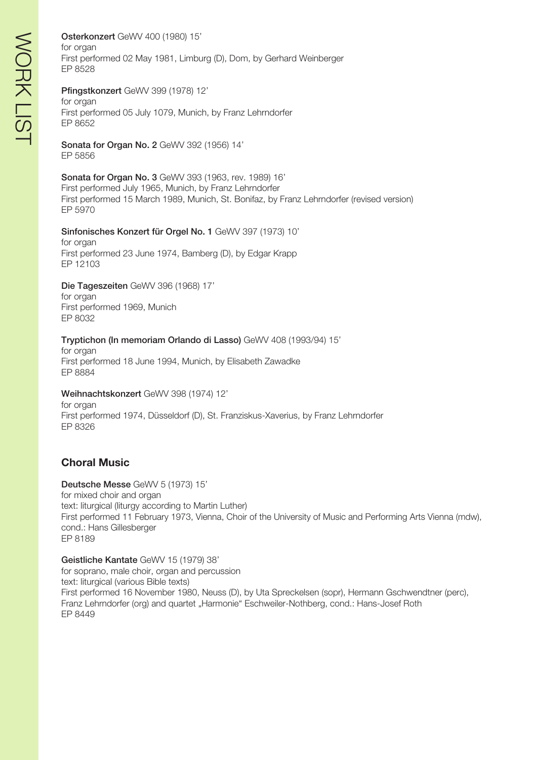**Osterkonzert** GeWV 400 (1980) 15'
for organ
First performed 02 May 1981, Limburg (D), Dom, by Gerhard Weinberger
EP 8528

**Pfingstkonzert** GeWV 399 (1978) 12'
for organ
First performed 05 July 1079, Munich, by Franz Lehrndorfer
EP 8652

**Sonata for Organ No. 2** GeWV 392 (1956) 14'
EP 5856

**Sonata for Organ No. 3** GeWV 393 (1963, rev. 1989) 16'
First performed July 1965, Munich, by Franz Lehrndorfer
First performed 15 March 1989, Munich, St. Bonifaz, by Franz Lehrndorfer (revised version)
EP 5970

**Sinfonisches Konzert für Orgel No. 1** GeWV 397 (1973) 10'
for organ
First performed 23 June 1974, Bamberg (D), by Edgar Krapp
EP 12103

**Die Tageszeiten** GeWV 396 (1968) 17'
for organ
First performed 1969, Munich
EP 8032

**Tryptichon (In memoriam Orlando di Lasso)** GeWV 408 (1993/94) 15'
for organ
First performed 18 June 1994, Munich, by Elisabeth Zawadke
EP 8884

**Weihnachtskonzert** GeWV 398 (1974) 12'
for organ
First performed 1974, Düsseldorf (D), St. Franziskus-Xaverius, by Franz Lehrndorfer
EP 8326

## Choral Music

**Deutsche Messe** GeWV 5 (1973) 15'
for mixed choir and organ
text: liturgical (liturgy according to Martin Luther)
First performed 11 February 1973, Vienna, Choir of the University of Music and Performing Arts Vienna (mdw), cond.: Hans Gillesberger
EP 8189

**Geistliche Kantate** GeWV 15 (1979) 38'
for soprano, male choir, organ and percussion
text: liturgical (various Bible texts)
First performed 16 November 1980, Neuss (D), by Uta Spreckelsen (sopr), Hermann Gschwendtner (perc), Franz Lehrndorfer (org) and quartet „Harmonie“ Eschweiler-Nothberg, cond.: Hans-Josef Roth
EP 8449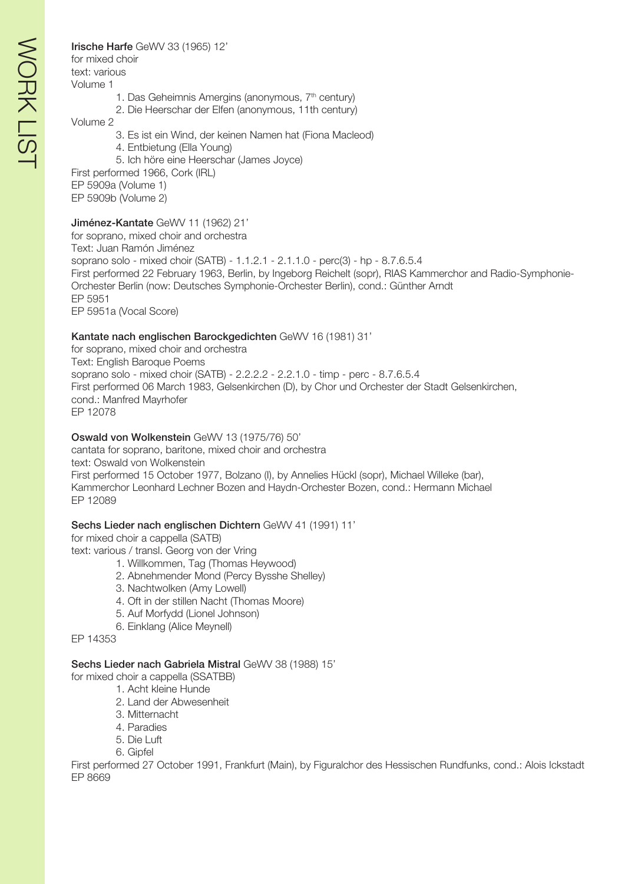**Irische Harfe** GeWV 33 (1965) 12'
for mixed choir
text: various
Volume 1

1. Das Geheimnis Amergins (anonymous, 7th century)
2. Die Heerschar der Elfen (anonymous, 11th century)

Volume 2

3. Es ist ein Wind, der keinen Namen hat (Fiona Macleod)
4. Entbietung (Ella Young)
5. Ich höre eine Heerschar (James Joyce)

First performed 1966, Cork (IRL)
EP 5909a (Volume 1)
EP 5909b (Volume 2)

**Jiménez-Kantate** GeWV 11 (1962) 21'
for soprano, mixed choir and orchestra
Text: Juan Ramón Jiménez
soprano solo - mixed choir (SATB) - 1.1.2.1 - 2.1.1.0 - perc(3) - hp - 8.7.6.5.4
First performed 22 February 1963, Berlin, by Ingeborg Reichelt (sopr), RIAS Kammerchor and Radio-Symphonie-Orchester Berlin (now: Deutsches Symphonie-Orchester Berlin), cond.: Günther Arndt
EP 5951
EP 5951a (Vocal Score)

**Kantate nach englischen Barockgedichten** GeWV 16 (1981) 31'
for soprano, mixed choir and orchestra
Text: English Baroque Poems
soprano solo - mixed choir (SATB) - 2.2.2.2 - 2.2.1.0 - timp - perc - 8.7.6.5.4
First performed 06 March 1983, Gelsenkirchen (D), by Chor und Orchester der Stadt Gelsenkirchen, cond.: Manfred Mayrhofer
EP 12078

**Oswald von Wolkenstein** GeWV 13 (1975/76) 50'
cantata for soprano, baritone, mixed choir and orchestra
text: Oswald von Wolkenstein
First performed 15 October 1977, Bolzano (I), by Annelies Hückl (sopr), Michael Willeke (bar), Kammerchor Leonhard Lechner Bozen and Haydn-Orchester Bozen, cond.: Hermann Michael
EP 12089

**Sechs Lieder nach englischen Dichtern** GeWV 41 (1991) 11'
for mixed choir a cappella (SATB)
text: various / transl. Georg von der Vring

1. Willkommen, Tag (Thomas Heywood)
2. Abnehmender Mond (Percy Bysshe Shelley)
3. Nachtwolken (Amy Lowell)
4. Oft in der stillen Nacht (Thomas Moore)
5. Auf Morfydd (Lionel Johnson)
6. Einklang (Alice Meynell)

EP 14353

**Sechs Lieder nach Gabriela Mistral** GeWV 38 (1988) 15'
for mixed choir a cappella (SSATBB)

1. Acht kleine Hunde
2. Land der Abwesenheit
3. Mitternacht
4. Paradies
5. Die Luft
6. Gipfel

First performed 27 October 1991, Frankfurt (Main), by Figuralchor des Hessischen Rundfunks, cond.: Alois Ickstadt
EP 8669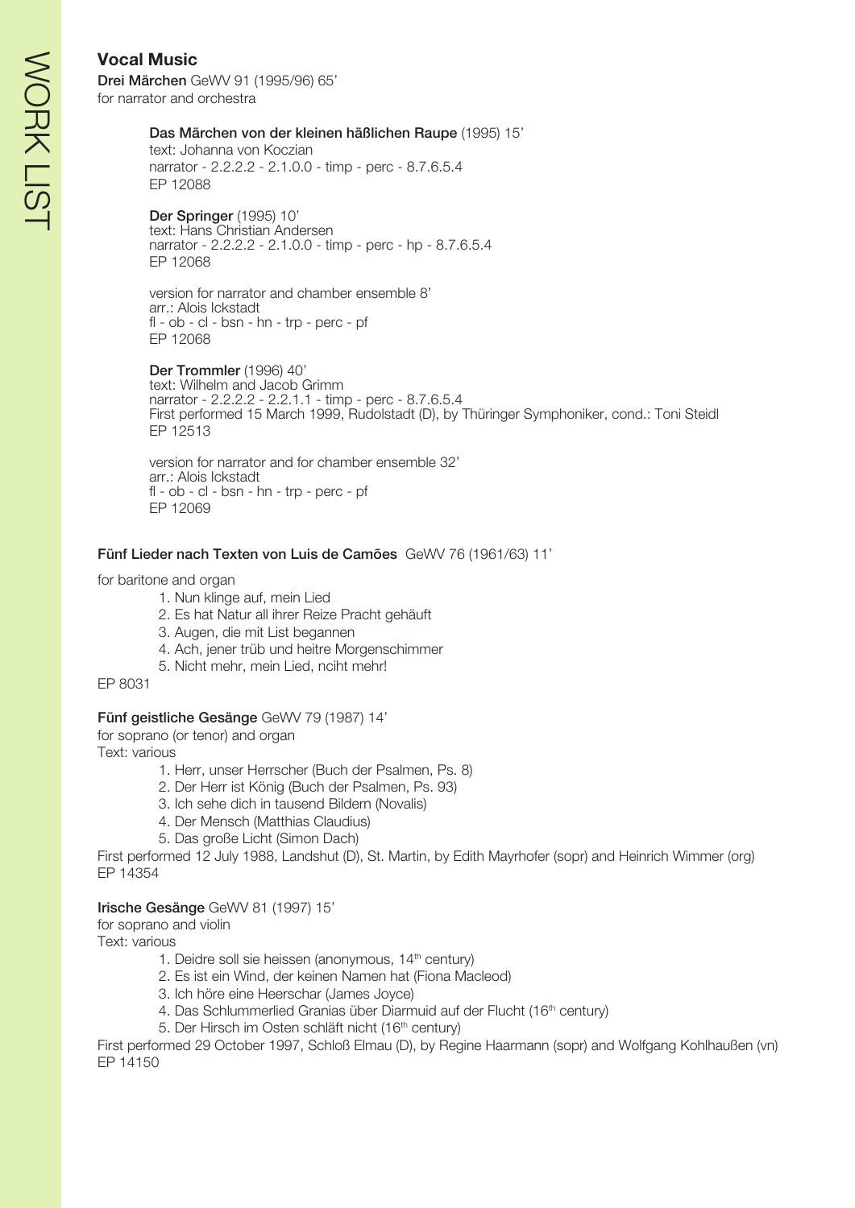## Vocal Music

**Drei Märchen** GeWV 91 (1995/96) 65'
for narrator and orchestra

**Das Märchen von der kleinen häßlichen Raupe** (1995) 15'
text: Johanna von Koczian
narrator - 2.2.2.2 - 2.1.0.0 - timp - perc - 8.7.6.5.4
EP 12088

**Der Springer** (1995) 10'
text: Hans Christian Andersen
narrator - 2.2.2.2 - 2.1.0.0 - timp - perc - hp - 8.7.6.5.4
EP 12068

version for narrator and chamber ensemble 8'
arr.: Alois Ickstadt
fl - ob - cl - bsn - hn - trp - perc - pf
EP 12068

**Der Trommler** (1996) 40'
text: Wilhelm and Jacob Grimm
narrator - 2.2.2.2 - 2.2.1.1 - timp - perc - 8.7.6.5.4
First performed 15 March 1999, Rudolstadt (D), by Thüringer Symphoniker, cond.: Toni Steidl
EP 12513

version for narrator and for chamber ensemble 32'
arr.: Alois Ickstadt
fl - ob - cl - bsn - hn - trp - perc - pf
EP 12069

**Fünf Lieder nach Texten von Luis de Camões** GeWV 76 (1961/63) 11'

for baritone and organ

1. Nun klinge auf, mein Lied
2. Es hat Natur all ihrer Reize Pracht gehäuft
3. Augen, die mit List begannen
4. Ach, jener trüb und heitre Morgenschimmer
5. Nicht mehr, mein Lied, nciht mehr!

EP 8031

**Fünf geistliche Gesänge** GeWV 79 (1987) 14'
for soprano (or tenor) and organ
Text: various

1. Herr, unser Herrscher (Buch der Psalmen, Ps. 8)
2. Der Herr ist König (Buch der Psalmen, Ps. 93)
3. Ich sehe dich in tausend Bildern (Novalis)
4. Der Mensch (Matthias Claudius)
5. Das große Licht (Simon Dach)

First performed 12 July 1988, Landshut (D), St. Martin, by Edith Mayrhofer (sopr) and Heinrich Wimmer (org)
EP 14354

**Irische Gesänge** GeWV 81 (1997) 15'
for soprano and violin
Text: various

1. Deidre soll sie heissen (anonymous, 14th century)
2. Es ist ein Wind, der keinen Namen hat (Fiona Macleod)
3. Ich höre eine Heerschar (James Joyce)
4. Das Schlummerlied Granias über Diarmuid auf der Flucht (16th century)
5. Der Hirsch im Osten schläft nicht (16th century)

First performed 29 October 1997, Schloß Elmau (D), by Regine Haarmann (sopr) and Wolfgang Kohlhaußen (vn)
EP 14150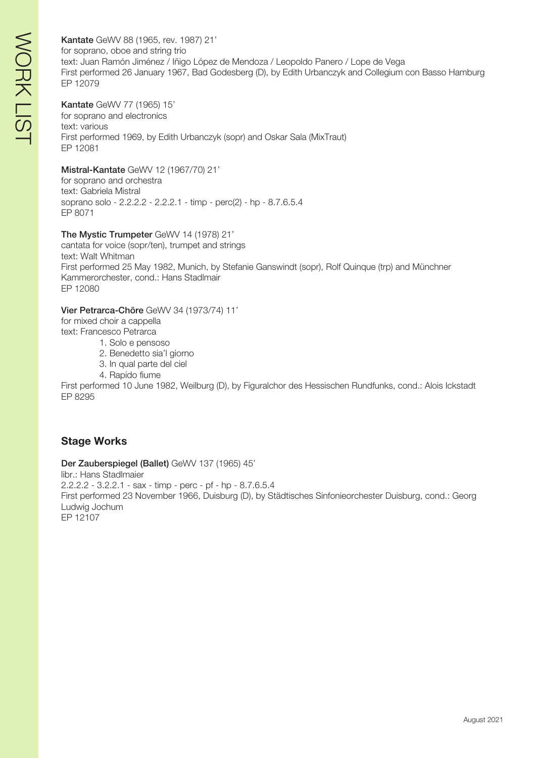**Kantate** GeWV 88 (1965, rev. 1987) 21'
for soprano, oboe and string trio
text: Juan Ramón Jiménez / Iñigo López de Mendoza / Leopoldo Panero / Lope de Vega
First performed 26 January 1967, Bad Godesberg (D), by Edith Urbanczyk and Collegium con Basso Hamburg
EP 12079

**Kantate** GeWV 77 (1965) 15'
for soprano and electronics
text: various
First performed 1969, by Edith Urbanczyk (sopr) and Oskar Sala (MixTraut)
EP 12081

**Mistral-Kantate** GeWV 12 (1967/70) 21'
for soprano and orchestra
text: Gabriela Mistral
soprano solo - 2.2.2.2 - 2.2.2.1 - timp - perc(2) - hp - 8.7.6.5.4
EP 8071

**The Mystic Trumpeter** GeWV 14 (1978) 21'
cantata for voice (sopr/ten), trumpet and strings
text: Walt Whitman
First performed 25 May 1982, Munich, by Stefanie Ganswindt (sopr), Rolf Quinque (trp) and Münchner Kammerorchester, cond.: Hans Stadlmair
EP 12080

**Vier Petrarca-Chöre** GeWV 34 (1973/74) 11'
for mixed choir a cappella
text: Francesco Petrarca

1. Solo e pensoso
2. Benedetto sia'l giorno
3. In qual parte del ciel
4. Rapido fiume

First performed 10 June 1982, Weilburg (D), by Figuralchor des Hessischen Rundfunks, cond.: Alois Ickstadt
EP 8295

## Stage Works

**Der Zauberspiegel (Ballet)** GeWV 137 (1965) 45'
libr.: Hans Stadlmaier
2.2.2.2 - 3.2.2.1 - sax - timp - perc - pf - hp - 8.7.6.5.4
First performed 23 November 1966, Duisburg (D), by Städtisches Sinfonieorchester Duisburg, cond.: Georg Ludwig Jochum
EP 12107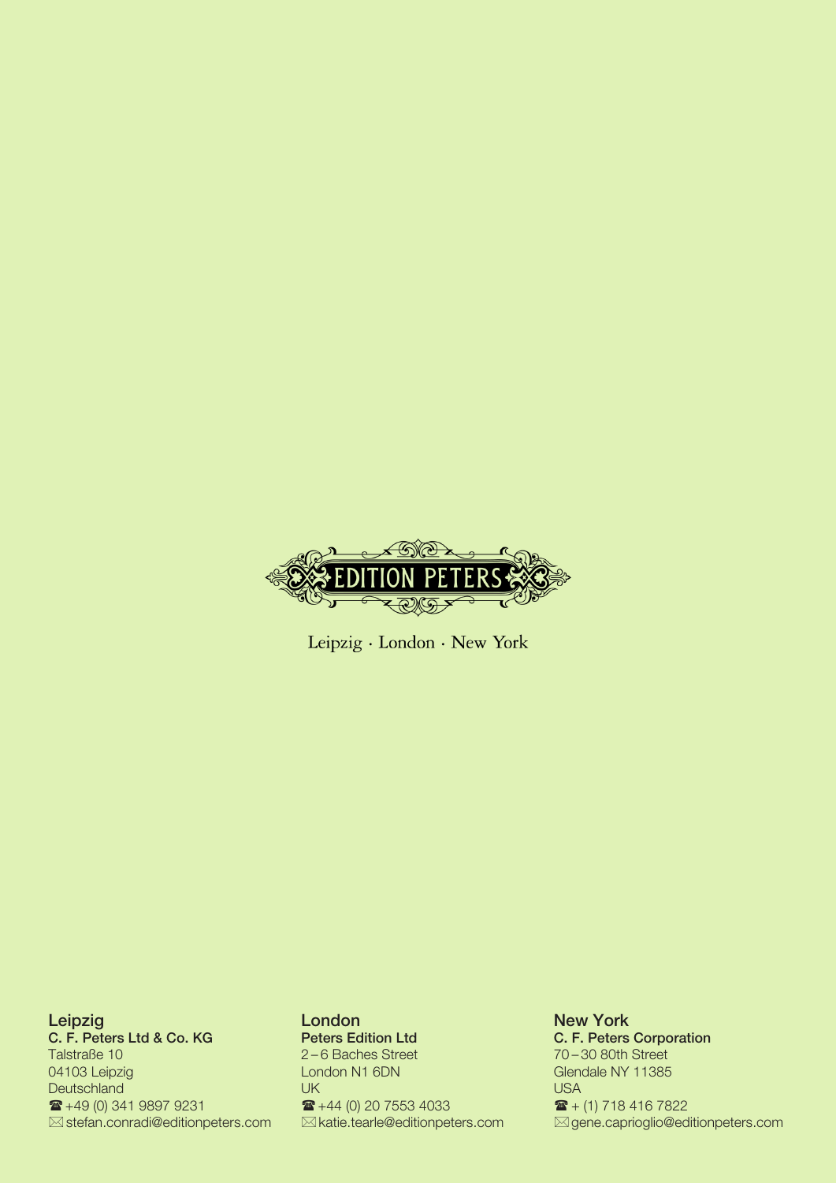EDITION PETERS

Leipzig · London · New York

**Leipzig**
**C. F. Peters Ltd & Co. KG**
Talstraße 10
04103 Leipzig
Deutschland
☎ +49 (0) 341 9897 9231
✉ stefan.conradi@editionpeters.com

**London**
**Peters Edition Ltd**
2 – 6 Baches Street
London N1 6DN
UK
☎ +44 (0) 20 7553 4033
✉ katie.tearle@editionpeters.com

**New York**
**C. F. Peters Corporation**
70 – 30 80th Street
Glendale NY 11385
USA
☎ + (1) 718 416 7822
✉ gene.caprioglio@editionpeters.com